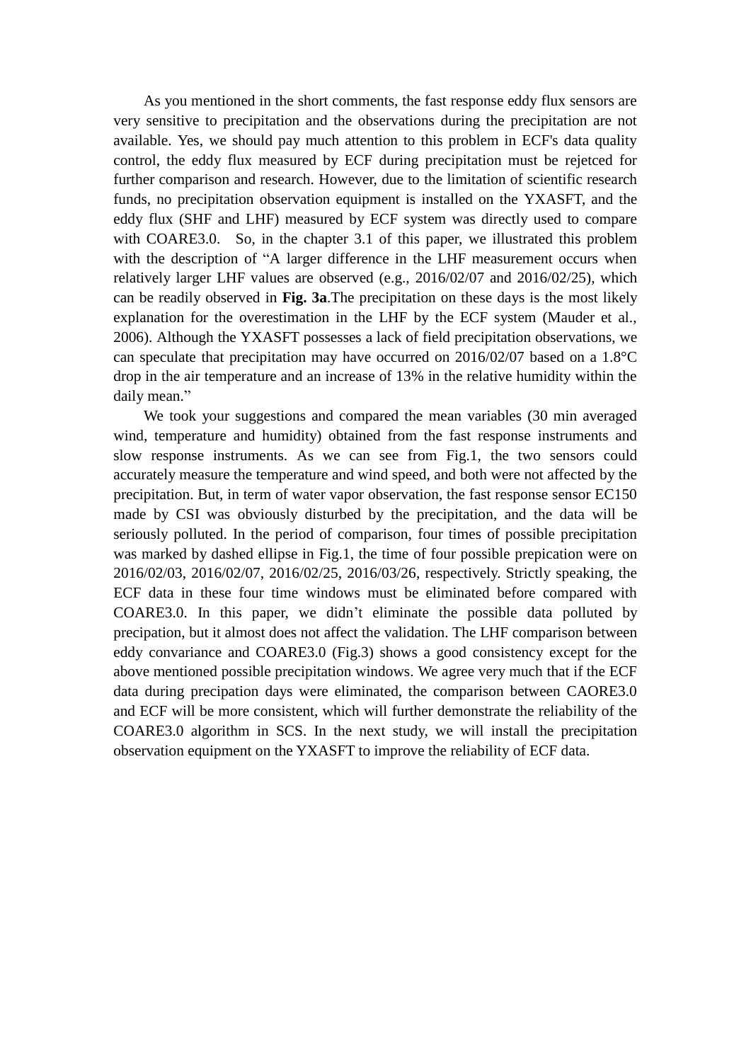As you mentioned in the short comments, the fast response eddy flux sensors are very sensitive to precipitation and the observations during the precipitation are not available. Yes, we should pay much attention to this problem in ECF's data quality control, the eddy flux measured by ECF during precipitation must be rejetced for further comparison and research. However, due to the limitation of scientific research funds, no precipitation observation equipment is installed on the YXASFT, and the eddy flux (SHF and LHF) measured by ECF system was directly used to compare with COARE3.0. So, in the chapter 3.1 of this paper, we illustrated this problem with the description of "A larger difference in the LHF measurement occurs when relatively larger LHF values are observed (e.g., 2016/02/07 and 2016/02/25), which can be readily observed in **Fig. 3a**.The precipitation on these days is the most likely explanation for the overestimation in the LHF by the ECF system (Mauder et al., 2006). Although the YXASFT possesses a lack of field precipitation observations, we can speculate that precipitation may have occurred on 2016/02/07 based on a 1.8°C drop in the air temperature and an increase of 13% in the relative humidity within the daily mean."

We took your suggestions and compared the mean variables (30 min averaged wind, temperature and humidity) obtained from the fast response instruments and slow response instruments. As we can see from Fig.1, the two sensors could accurately measure the temperature and wind speed, and both were not affected by the precipitation. But, in term of water vapor observation, the fast response sensor EC150 made by CSI was obviously disturbed by the precipitation, and the data will be seriously polluted. In the period of comparison, four times of possible precipitation was marked by dashed ellipse in Fig.1, the time of four possible prepication were on 2016/02/03, 2016/02/07, 2016/02/25, 2016/03/26, respectively. Strictly speaking, the ECF data in these four time windows must be eliminated before compared with COARE3.0. In this paper, we didn't eliminate the possible data polluted by precipation, but it almost does not affect the validation. The LHF comparison between eddy convariance and COARE3.0 (Fig.3) shows a good consistency except for the above mentioned possible precipitation windows. We agree very much that if the ECF data during precipation days were eliminated, the comparison between CAORE3.0 and ECF will be more consistent, which will further demonstrate the reliability of the COARE3.0 algorithm in SCS. In the next study, we will install the precipitation observation equipment on the YXASFT to improve the reliability of ECF data.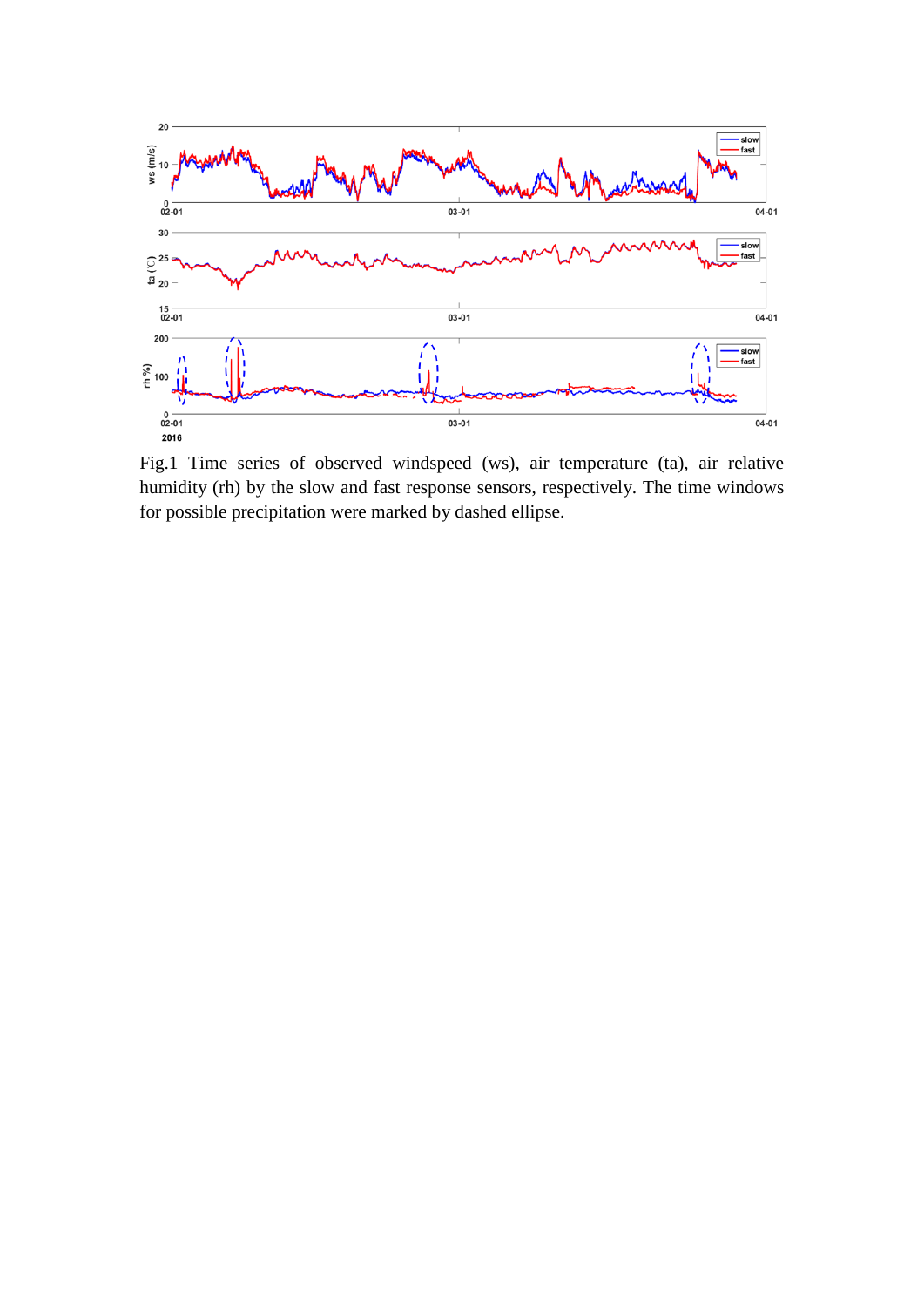ws (m/s)
20
10
0
02-01
03-01
04-01
slow
fast

ta (℃)
30
25
20
15
02-01
03-01
04-01
slow
fast

rh %)
200
100
0
02-01
2016
03-01
04-01
slow
fast

Fig.1 Time series of observed windspeed (ws), air temperature (ta), air relative humidity (rh) by the slow and fast response sensors, respectively. The time windows for possible precipitation were marked by dashed ellipse.